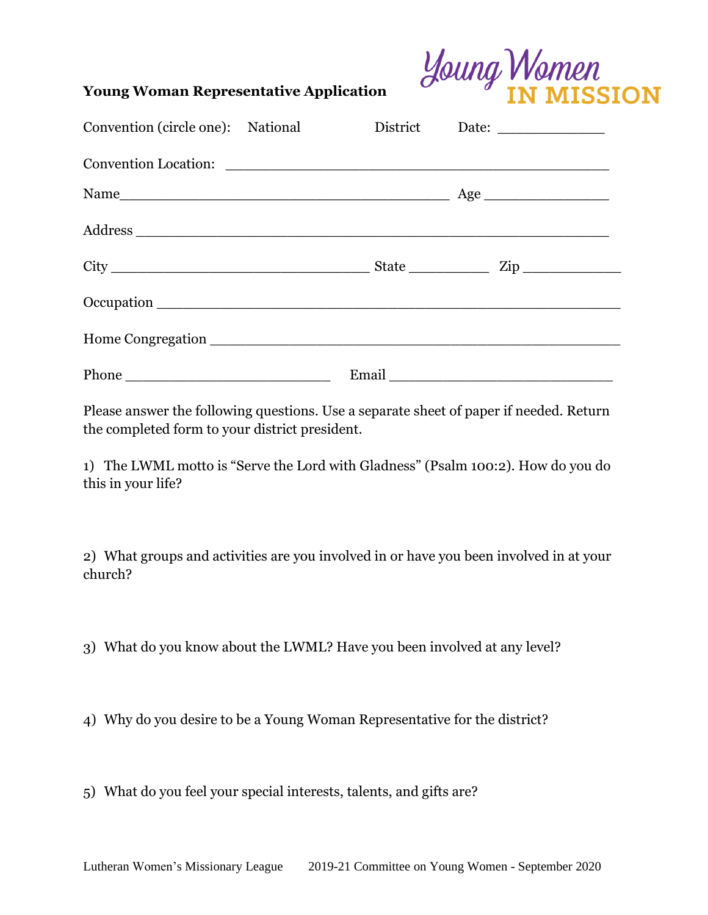**Young Woman Representative Application**

Young Women IN MISSION

Convention (circle one): National District Date: _____________

Convention Location: ______________________________________________

Name_______________________________________ Age _______________

Address ________________________________________________________

City ______________________________ State __________ Zip ____________

Occupation _______________________________________________________

Home Congregation ________________________________________________

Phone ________________________ Email ___________________________

Please answer the following questions. Use a separate sheet of paper if needed. Return the completed form to your district president.

1) The LWML motto is "Serve the Lord with Gladness" (Psalm 100:2). How do you do this in your life?

2) What groups and activities are you involved in or have you been involved in at your church?

3) What do you know about the LWML? Have you been involved at any level?

4) Why do you desire to be a Young Woman Representative for the district?

5) What do you feel your special interests, talents, and gifts are?

Lutheran Women's Missionary League 2019-21 Committee on Young Women - September 2020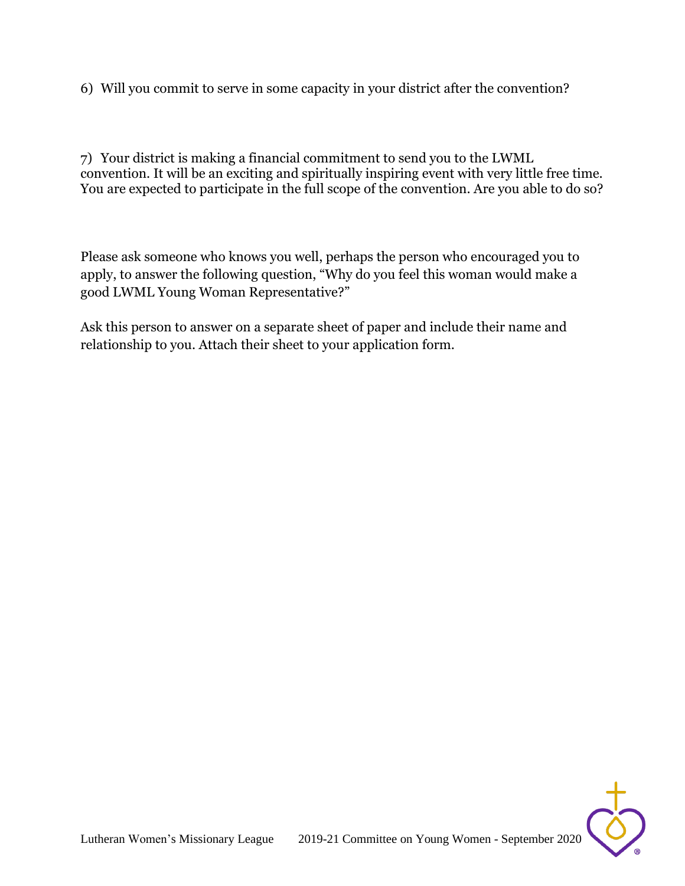6) Will you commit to serve in some capacity in your district after the convention?

7) Your district is making a financial commitment to send you to the LWML convention. It will be an exciting and spiritually inspiring event with very little free time. You are expected to participate in the full scope of the convention. Are you able to do so?

Please ask someone who knows you well, perhaps the person who encouraged you to apply, to answer the following question, "Why do you feel this woman would make a good LWML Young Woman Representative?"

Ask this person to answer on a separate sheet of paper and include their name and relationship to you. Attach their sheet to your application form.